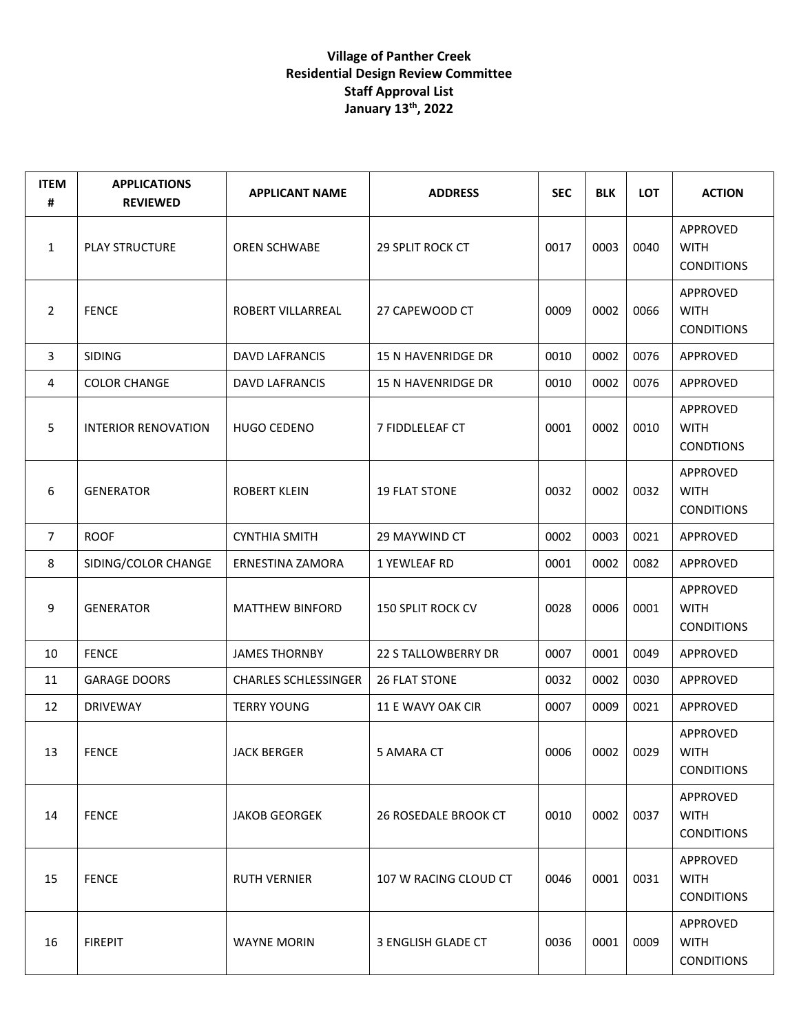**Village of Panther Creek**
**Residential Design Review Committee**
**Staff Approval List**
**January 13th, 2022**

| ITEM # | APPLICATIONS REVIEWED | APPLICANT NAME | ADDRESS | SEC | BLK | LOT | ACTION |
|---|---|---|---|---|---|---|---|
| 1 | PLAY STRUCTURE | OREN SCHWABE | 29 SPLIT ROCK CT | 0017 | 0003 | 0040 | APPROVED WITH CONDITIONS |
| 2 | FENCE | ROBERT VILLARREAL | 27 CAPEWOOD CT | 0009 | 0002 | 0066 | APPROVED WITH CONDITIONS |
| 3 | SIDING | DAVD LAFRANCIS | 15 N HAVENRIDGE DR | 0010 | 0002 | 0076 | APPROVED |
| 4 | COLOR CHANGE | DAVD LAFRANCIS | 15 N HAVENRIDGE DR | 0010 | 0002 | 0076 | APPROVED |
| 5 | INTERIOR RENOVATION | HUGO CEDENO | 7 FIDDLELEAF CT | 0001 | 0002 | 0010 | APPROVED WITH CONDTIONS |
| 6 | GENERATOR | ROBERT KLEIN | 19 FLAT STONE | 0032 | 0002 | 0032 | APPROVED WITH CONDITIONS |
| 7 | ROOF | CYNTHIA SMITH | 29 MAYWIND CT | 0002 | 0003 | 0021 | APPROVED |
| 8 | SIDING/COLOR CHANGE | ERNESTINA ZAMORA | 1 YEWLEAF RD | 0001 | 0002 | 0082 | APPROVED |
| 9 | GENERATOR | MATTHEW BINFORD | 150 SPLIT ROCK CV | 0028 | 0006 | 0001 | APPROVED WITH CONDITIONS |
| 10 | FENCE | JAMES THORNBY | 22 S TALLOWBERRY DR | 0007 | 0001 | 0049 | APPROVED |
| 11 | GARAGE DOORS | CHARLES SCHLESSINGER | 26 FLAT STONE | 0032 | 0002 | 0030 | APPROVED |
| 12 | DRIVEWAY | TERRY YOUNG | 11 E WAVY OAK CIR | 0007 | 0009 | 0021 | APPROVED |
| 13 | FENCE | JACK BERGER | 5 AMARA CT | 0006 | 0002 | 0029 | APPROVED WITH CONDITIONS |
| 14 | FENCE | JAKOB GEORGEK | 26 ROSEDALE BROOK CT | 0010 | 0002 | 0037 | APPROVED WITH CONDITIONS |
| 15 | FENCE | RUTH VERNIER | 107 W RACING CLOUD CT | 0046 | 0001 | 0031 | APPROVED WITH CONDITIONS |
| 16 | FIREPIT | WAYNE MORIN | 3 ENGLISH GLADE CT | 0036 | 0001 | 0009 | APPROVED WITH CONDITIONS |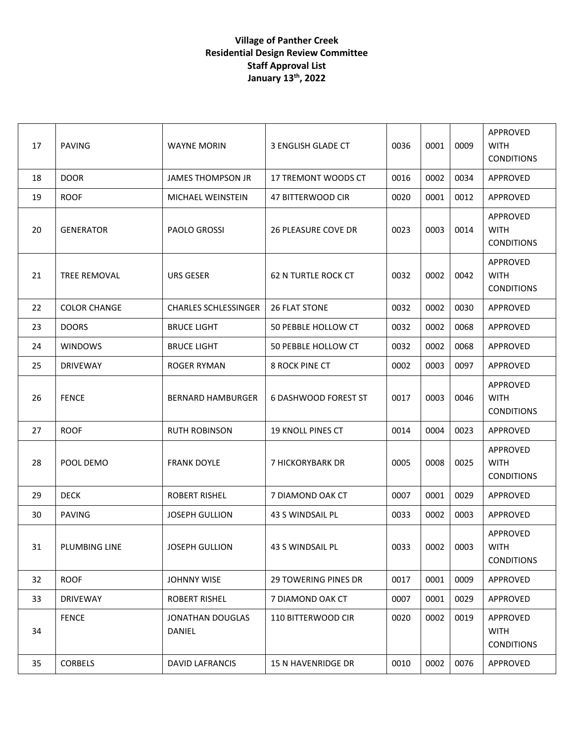**Village of Panther Creek**
**Residential Design Review Committee**
**Staff Approval List**
**January 13th, 2022**

| | | | | | | | |
|---|---|---|---|---|---|---|---|
| 17 | PAVING | WAYNE MORIN | 3 ENGLISH GLADE CT | 0036 | 0001 | 0009 | APPROVED WITH CONDITIONS |
| 18 | DOOR | JAMES THOMPSON JR | 17 TREMONT WOODS CT | 0016 | 0002 | 0034 | APPROVED |
| 19 | ROOF | MICHAEL WEINSTEIN | 47 BITTERWOOD CIR | 0020 | 0001 | 0012 | APPROVED |
| 20 | GENERATOR | PAOLO GROSSI | 26 PLEASURE COVE DR | 0023 | 0003 | 0014 | APPROVED WITH CONDITIONS |
| 21 | TREE REMOVAL | URS GESER | 62 N TURTLE ROCK CT | 0032 | 0002 | 0042 | APPROVED WITH CONDITIONS |
| 22 | COLOR CHANGE | CHARLES SCHLESSINGER | 26 FLAT STONE | 0032 | 0002 | 0030 | APPROVED |
| 23 | DOORS | BRUCE LIGHT | 50 PEBBLE HOLLOW CT | 0032 | 0002 | 0068 | APPROVED |
| 24 | WINDOWS | BRUCE LIGHT | 50 PEBBLE HOLLOW CT | 0032 | 0002 | 0068 | APPROVED |
| 25 | DRIVEWAY | ROGER RYMAN | 8 ROCK PINE CT | 0002 | 0003 | 0097 | APPROVED |
| 26 | FENCE | BERNARD HAMBURGER | 6 DASHWOOD FOREST ST | 0017 | 0003 | 0046 | APPROVED WITH CONDITIONS |
| 27 | ROOF | RUTH ROBINSON | 19 KNOLL PINES CT | 0014 | 0004 | 0023 | APPROVED |
| 28 | POOL DEMO | FRANK DOYLE | 7 HICKORYBARK DR | 0005 | 0008 | 0025 | APPROVED WITH CONDITIONS |
| 29 | DECK | ROBERT RISHEL | 7 DIAMOND OAK CT | 0007 | 0001 | 0029 | APPROVED |
| 30 | PAVING | JOSEPH GULLION | 43 S WINDSAIL PL | 0033 | 0002 | 0003 | APPROVED |
| 31 | PLUMBING LINE | JOSEPH GULLION | 43 S WINDSAIL PL | 0033 | 0002 | 0003 | APPROVED WITH CONDITIONS |
| 32 | ROOF | JOHNNY WISE | 29 TOWERING PINES DR | 0017 | 0001 | 0009 | APPROVED |
| 33 | DRIVEWAY | ROBERT RISHEL | 7 DIAMOND OAK CT | 0007 | 0001 | 0029 | APPROVED |
| 34 | FENCE | JONATHAN DOUGLAS DANIEL | 110 BITTERWOOD CIR | 0020 | 0002 | 0019 | APPROVED WITH CONDITIONS |
| 35 | CORBELS | DAVID LAFRANCIS | 15 N HAVENRIDGE DR | 0010 | 0002 | 0076 | APPROVED |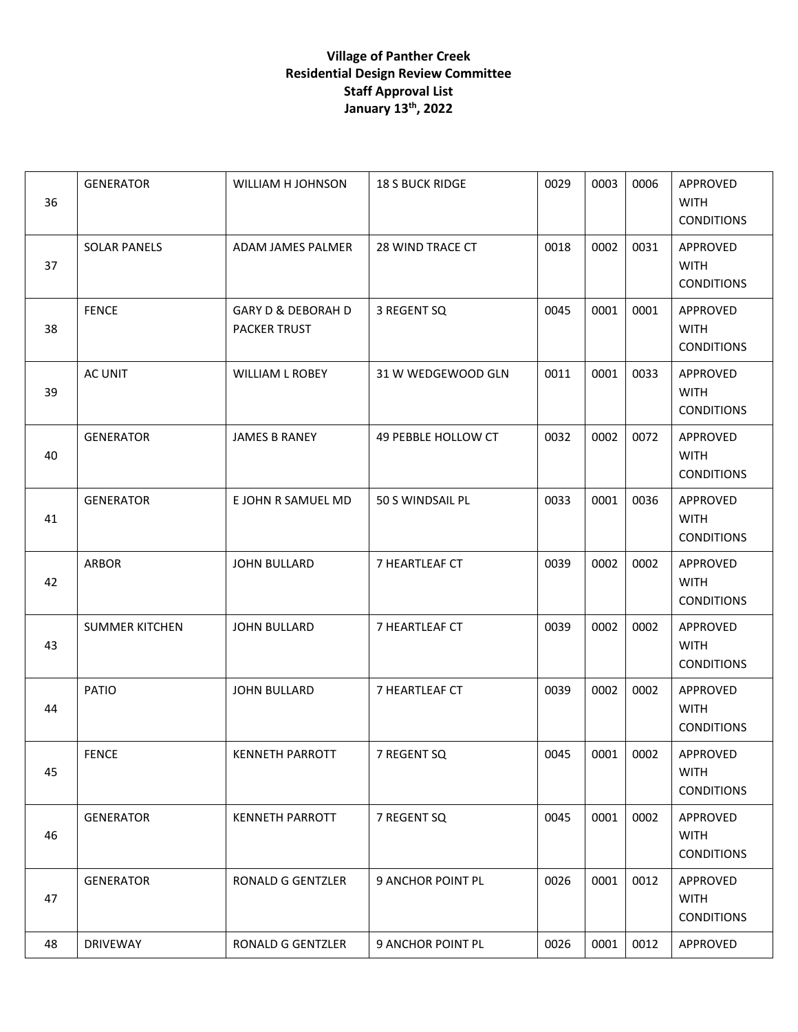**Village of Panther Creek**
**Residential Design Review Committee**
**Staff Approval List**
**January 13th, 2022**

| | | | | | | | |
|---|---|---|---|---|---|---|---|
| 36 | GENERATOR | WILLIAM H JOHNSON | 18 S BUCK RIDGE | 0029 | 0003 | 0006 | APPROVED WITH CONDITIONS |
| 37 | SOLAR PANELS | ADAM JAMES PALMER | 28 WIND TRACE CT | 0018 | 0002 | 0031 | APPROVED WITH CONDITIONS |
| 38 | FENCE | GARY D & DEBORAH D PACKER TRUST | 3 REGENT SQ | 0045 | 0001 | 0001 | APPROVED WITH CONDITIONS |
| 39 | AC UNIT | WILLIAM L ROBEY | 31 W WEDGEWOOD GLN | 0011 | 0001 | 0033 | APPROVED WITH CONDITIONS |
| 40 | GENERATOR | JAMES B RANEY | 49 PEBBLE HOLLOW CT | 0032 | 0002 | 0072 | APPROVED WITH CONDITIONS |
| 41 | GENERATOR | E JOHN R SAMUEL MD | 50 S WINDSAIL PL | 0033 | 0001 | 0036 | APPROVED WITH CONDITIONS |
| 42 | ARBOR | JOHN BULLARD | 7 HEARTLEAF CT | 0039 | 0002 | 0002 | APPROVED WITH CONDITIONS |
| 43 | SUMMER KITCHEN | JOHN BULLARD | 7 HEARTLEAF CT | 0039 | 0002 | 0002 | APPROVED WITH CONDITIONS |
| 44 | PATIO | JOHN BULLARD | 7 HEARTLEAF CT | 0039 | 0002 | 0002 | APPROVED WITH CONDITIONS |
| 45 | FENCE | KENNETH PARROTT | 7 REGENT SQ | 0045 | 0001 | 0002 | APPROVED WITH CONDITIONS |
| 46 | GENERATOR | KENNETH PARROTT | 7 REGENT SQ | 0045 | 0001 | 0002 | APPROVED WITH CONDITIONS |
| 47 | GENERATOR | RONALD G GENTZLER | 9 ANCHOR POINT PL | 0026 | 0001 | 0012 | APPROVED WITH CONDITIONS |
| 48 | DRIVEWAY | RONALD G GENTZLER | 9 ANCHOR POINT PL | 0026 | 0001 | 0012 | APPROVED |